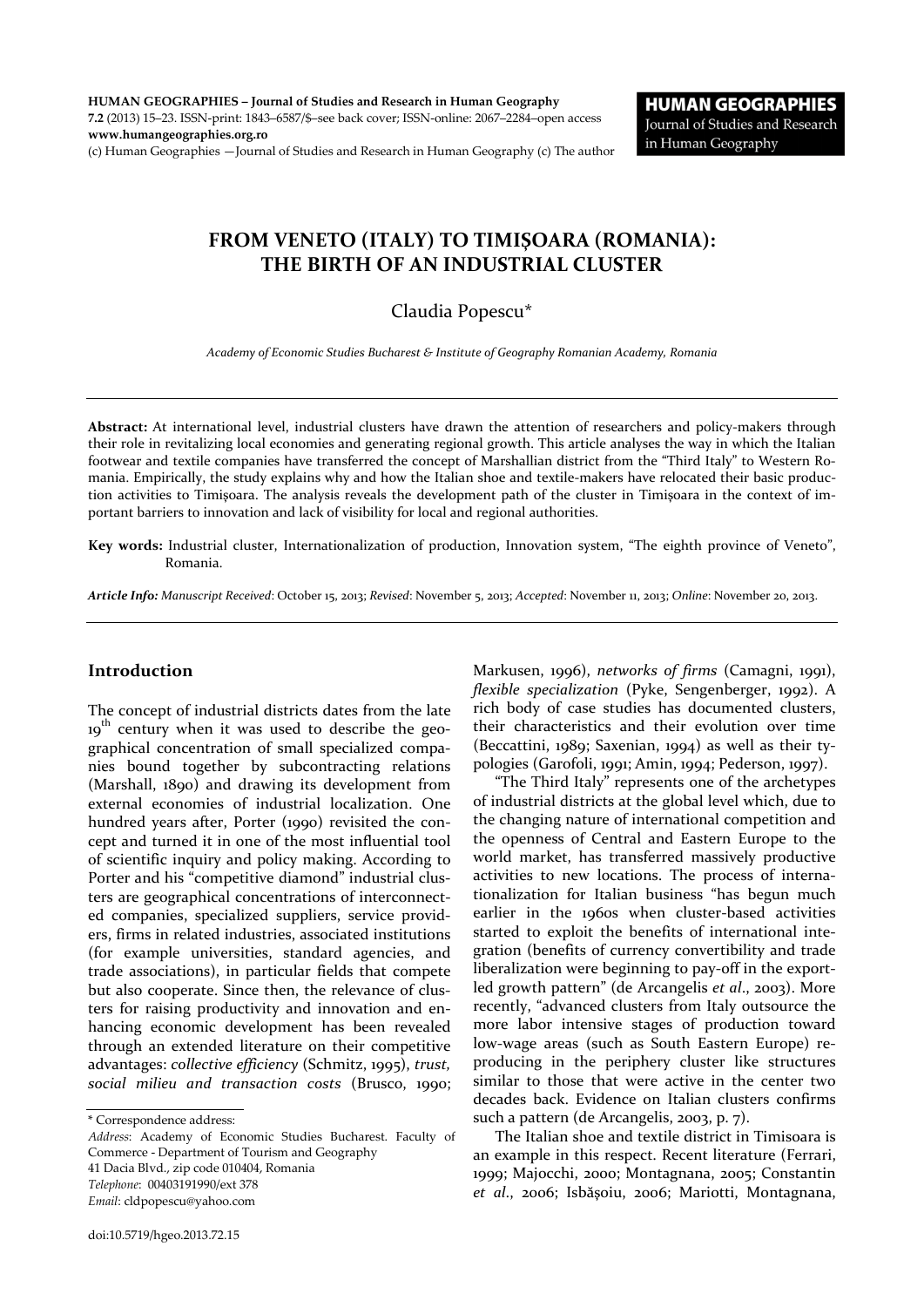HUMAN GEOGRAPHIES – Journal of Studies and Research in Human Geography
7.2 (2013) 15–23. ISSN-print: 1843–6587/$–see back cover; ISSN-online: 2067–2284–open access
www.humangeographies.org.ro
(c) Human Geographies —Journal of Studies and Research in Human Geography (c) The author

# FROM VENETO (ITALY) TO TIMIŞOARA (ROMANIA): THE BIRTH OF AN INDUSTRIAL CLUSTER

Claudia Popescu*

*Academy of Economic Studies Bucharest & Institute of Geography Romanian Academy, Romania*

**Abstract:** At international level, industrial clusters have drawn the attention of researchers and policy-makers through their role in revitalizing local economies and generating regional growth. This article analyses the way in which the Italian footwear and textile companies have transferred the concept of Marshallian district from the "Third Italy" to Western Romania. Empirically, the study explains why and how the Italian shoe and textile-makers have relocated their basic production activities to Timişoara. The analysis reveals the development path of the cluster in Timişoara in the context of important barriers to innovation and lack of visibility for local and regional authorities.

**Key words:** Industrial cluster, Internationalization of production, Innovation system, "The eighth province of Veneto", Romania.

***Article Info:*** *Manuscript Received*: October 15, 2013; *Revised*: November 5, 2013; *Accepted*: November 11, 2013; *Online*: November 20, 2013.

## Introduction

The concept of industrial districts dates from the late 19th century when it was used to describe the geographical concentration of small specialized companies bound together by subcontracting relations (Marshall, 1890) and drawing its development from external economies of industrial localization. One hundred years after, Porter (1990) revisited the concept and turned it in one of the most influential tool of scientific inquiry and policy making. According to Porter and his "competitive diamond" industrial clusters are geographical concentrations of interconnected companies, specialized suppliers, service providers, firms in related industries, associated institutions (for example universities, standard agencies, and trade associations), in particular fields that compete but also cooperate. Since then, the relevance of clusters for raising productivity and innovation and enhancing economic development has been revealed through an extended literature on their competitive advantages: *collective efficiency* (Schmitz, 1995), *trust, social milieu and transaction costs* (Brusco, 1990; Markusen, 1996), *networks of firms* (Camagni, 1991), *flexible specialization* (Pyke, Sengenberger, 1992). A rich body of case studies has documented clusters, their characteristics and their evolution over time (Beccattini, 1989; Saxenian, 1994) as well as their typologies (Garofoli, 1991; Amin, 1994; Pederson, 1997).

"The Third Italy" represents one of the archetypes of industrial districts at the global level which, due to the changing nature of international competition and the openness of Central and Eastern Europe to the world market, has transferred massively productive activities to new locations. The process of internationalization for Italian business "has begun much earlier in the 1960s when cluster-based activities started to exploit the benefits of international integration (benefits of currency convertibility and trade liberalization were beginning to pay-off in the export-led growth pattern" (de Arcangelis *et al*., 2003). More recently, "advanced clusters from Italy outsource the more labor intensive stages of production toward low-wage areas (such as South Eastern Europe) reproducing in the periphery cluster like structures similar to those that were active in the center two decades back. Evidence on Italian clusters confirms such a pattern (de Arcangelis, 2003, p. 7).

The Italian shoe and textile district in Timisoara is an example in this respect. Recent literature (Ferrari, 1999; Majocchi, 2000; Montagnana, 2005; Constantin *et al*., 2006; Isbăşoiu, 2006; Mariotti, Montagnana,

---

\* Correspondence address:
*Address*: Academy of Economic Studies Bucharest. Faculty of Commerce - Department of Tourism and Geography
41 Dacia Blvd., zip code 010404, Romania
*Telephone*: 00403191990/ext 378
*Email*: cldpopescu@yahoo.com

doi:10.5719/hgeo.2013.72.15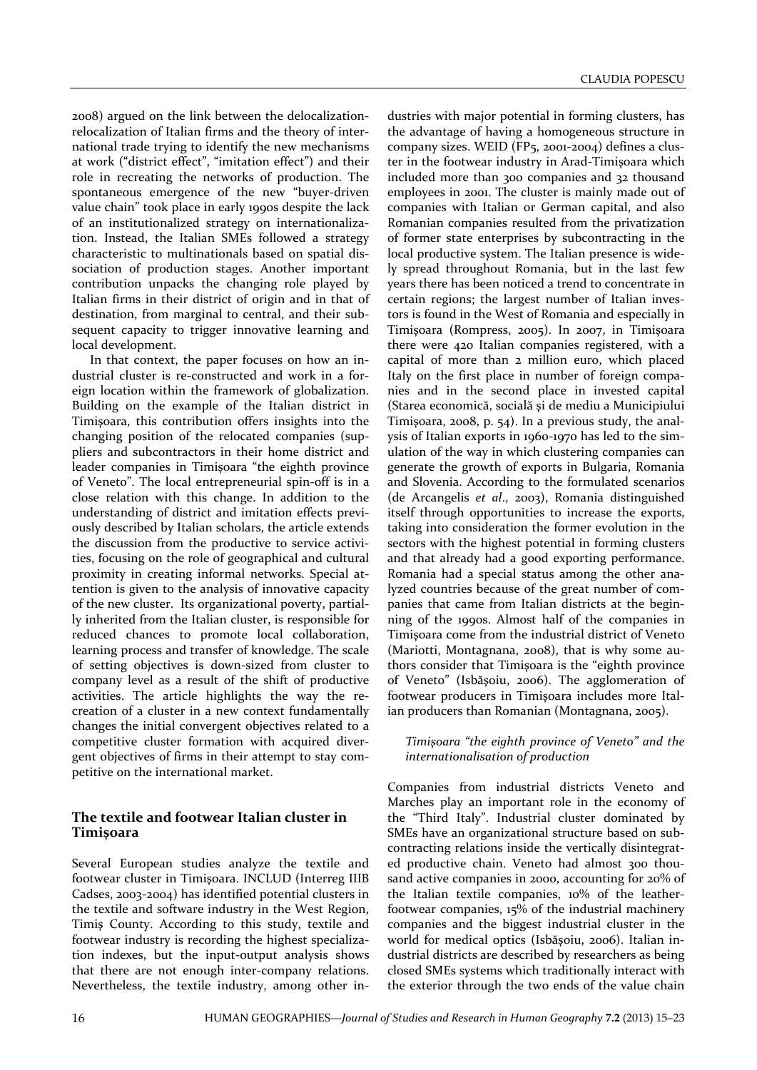2008) argued on the link between the delocalization-relocalization of Italian firms and the theory of international trade trying to identify the new mechanisms at work ("district effect", "imitation effect") and their role in recreating the networks of production. The spontaneous emergence of the new "buyer-driven value chain" took place in early 1990s despite the lack of an institutionalized strategy on internationalization. Instead, the Italian SMEs followed a strategy characteristic to multinationals based on spatial dissociation of production stages. Another important contribution unpacks the changing role played by Italian firms in their district of origin and in that of destination, from marginal to central, and their subsequent capacity to trigger innovative learning and local development.

In that context, the paper focuses on how an industrial cluster is re-constructed and work in a foreign location within the framework of globalization. Building on the example of the Italian district in Timişoara, this contribution offers insights into the changing position of the relocated companies (suppliers and subcontractors in their home district and leader companies in Timişoara "the eighth province of Veneto". The local entrepreneurial spin-off is in a close relation with this change. In addition to the understanding of district and imitation effects previously described by Italian scholars, the article extends the discussion from the productive to service activities, focusing on the role of geographical and cultural proximity in creating informal networks. Special attention is given to the analysis of innovative capacity of the new cluster. Its organizational poverty, partially inherited from the Italian cluster, is responsible for reduced chances to promote local collaboration, learning process and transfer of knowledge. The scale of setting objectives is down-sized from cluster to company level as a result of the shift of productive activities. The article highlights the way the re-creation of a cluster in a new context fundamentally changes the initial convergent objectives related to a competitive cluster formation with acquired divergent objectives of firms in their attempt to stay competitive on the international market.

## The textile and footwear Italian cluster in Timişoara

Several European studies analyze the textile and footwear cluster in Timişoara. INCLUD (Interreg IIIB Cadses, 2003-2004) has identified potential clusters in the textile and software industry in the West Region, Timiş County. According to this study, textile and footwear industry is recording the highest specialization indexes, but the input-output analysis shows that there are not enough inter-company relations. Nevertheless, the textile industry, among other industries with major potential in forming clusters, has the advantage of having a homogeneous structure in company sizes. WEID (FP5, 2001-2004) defines a cluster in the footwear industry in Arad-Timişoara which included more than 300 companies and 32 thousand employees in 2001. The cluster is mainly made out of companies with Italian or German capital, and also Romanian companies resulted from the privatization of former state enterprises by subcontracting in the local productive system. The Italian presence is widely spread throughout Romania, but in the last few years there has been noticed a trend to concentrate in certain regions; the largest number of Italian investors is found in the West of Romania and especially in Timişoara (Rompress, 2005). In 2007, in Timişoara there were 420 Italian companies registered, with a capital of more than 2 million euro, which placed Italy on the first place in number of foreign companies and in the second place in invested capital (Starea economică, socială şi de mediu a Municipiului Timişoara, 2008, p. 54). In a previous study, the analysis of Italian exports in 1960-1970 has led to the simulation of the way in which clustering companies can generate the growth of exports in Bulgaria, Romania and Slovenia. According to the formulated scenarios (de Arcangelis *et al*., 2003), Romania distinguished itself through opportunities to increase the exports, taking into consideration the former evolution in the sectors with the highest potential in forming clusters and that already had a good exporting performance. Romania had a special status among the other analyzed countries because of the great number of companies that came from Italian districts at the beginning of the 1990s. Almost half of the companies in Timişoara come from the industrial district of Veneto (Mariotti, Montagnana, 2008), that is why some authors consider that Timişoara is the "eighth province of Veneto" (Isbăşoiu, 2006). The agglomeration of footwear producers in Timişoara includes more Italian producers than Romanian (Montagnana, 2005).

### *Timişoara "the eighth province of Veneto" and the internationalisation of production*

Companies from industrial districts Veneto and Marches play an important role in the economy of the "Third Italy". Industrial cluster dominated by SMEs have an organizational structure based on subcontracting relations inside the vertically disintegrated productive chain. Veneto had almost 300 thousand active companies in 2000, accounting for 20% of the Italian textile companies, 10% of the leather-footwear companies, 15% of the industrial machinery companies and the biggest industrial cluster in the world for medical optics (Isbăşoiu, 2006). Italian industrial districts are described by researchers as being closed SMEs systems which traditionally interact with the exterior through the two ends of the value chain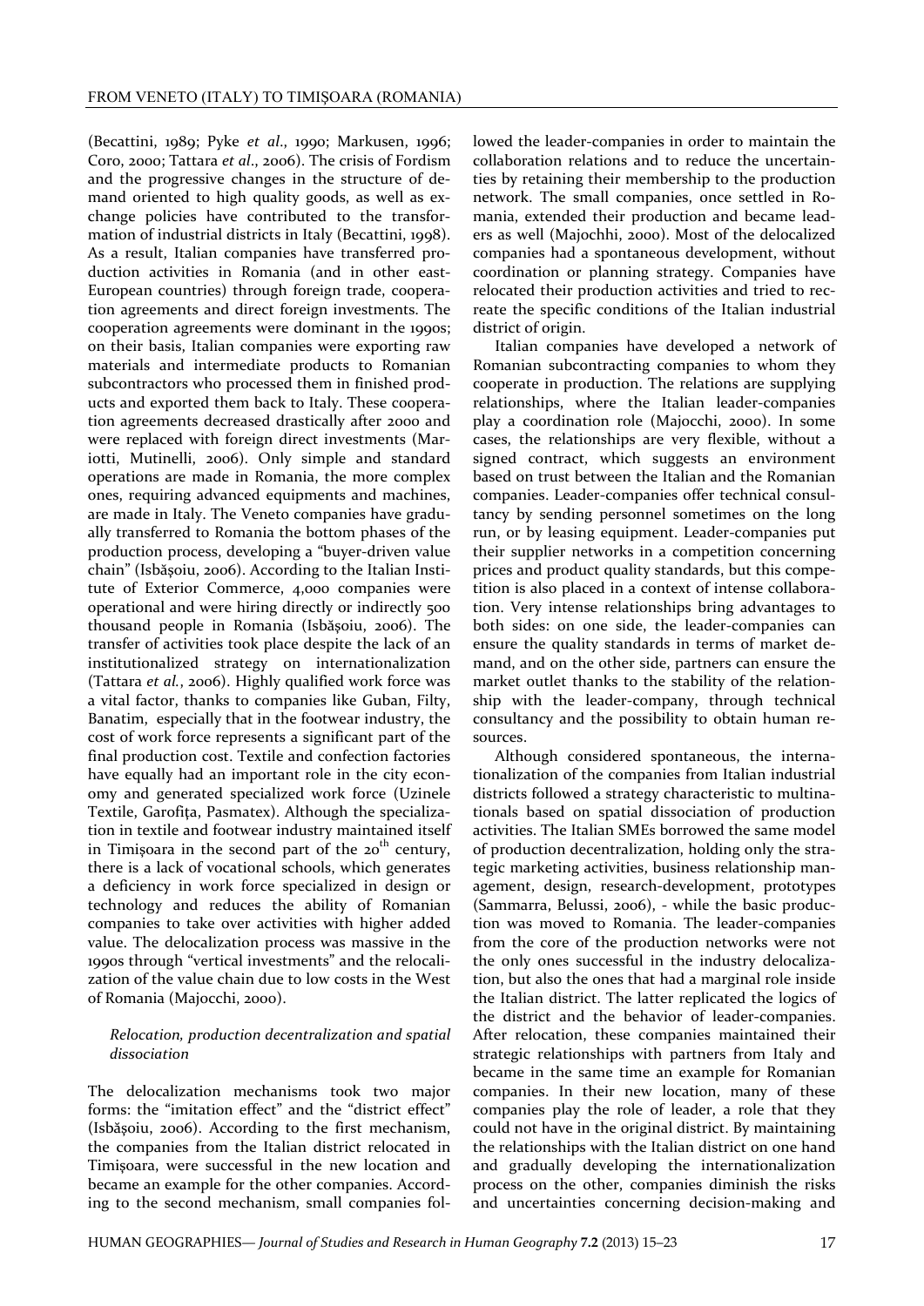(Becattini, 1989; Pyke *et al*., 1990; Markusen, 1996; Coro, 2000; Tattara *et al*., 2006). The crisis of Fordism and the progressive changes in the structure of demand oriented to high quality goods, as well as exchange policies have contributed to the transformation of industrial districts in Italy (Becattini, 1998). As a result, Italian companies have transferred production activities in Romania (and in other east-European countries) through foreign trade, cooperation agreements and direct foreign investments. The cooperation agreements were dominant in the 1990s; on their basis, Italian companies were exporting raw materials and intermediate products to Romanian subcontractors who processed them in finished products and exported them back to Italy. These cooperation agreements decreased drastically after 2000 and were replaced with foreign direct investments (Mariotti, Mutinelli, 2006). Only simple and standard operations are made in Romania, the more complex ones, requiring advanced equipments and machines, are made in Italy. The Veneto companies have gradually transferred to Romania the bottom phases of the production process, developing a "buyer-driven value chain" (Isbăşoiu, 2006). According to the Italian Institute of Exterior Commerce, 4,000 companies were operational and were hiring directly or indirectly 500 thousand people in Romania (Isbăşoiu, 2006). The transfer of activities took place despite the lack of an institutionalized strategy on internationalization (Tattara *et al.*, 2006). Highly qualified work force was a vital factor, thanks to companies like Guban, Filty, Banatim, especially that in the footwear industry, the cost of work force represents a significant part of the final production cost. Textile and confection factories have equally had an important role in the city economy and generated specialized work force (Uzinele Textile, Garofiţa, Pasmatex). Although the specialization in textile and footwear industry maintained itself in Timişoara in the second part of the 20th century, there is a lack of vocational schools, which generates a deficiency in work force specialized in design or technology and reduces the ability of Romanian companies to take over activities with higher added value. The delocalization process was massive in the 1990s through "vertical investments" and the relocalization of the value chain due to low costs in the West of Romania (Majocchi, 2000).

*Relocation, production decentralization and spatial dissociation*

The delocalization mechanisms took two major forms: the "imitation effect" and the "district effect" (Isbăşoiu, 2006). According to the first mechanism, the companies from the Italian district relocated in Timişoara, were successful in the new location and became an example for the other companies. According to the second mechanism, small companies followed the leader-companies in order to maintain the collaboration relations and to reduce the uncertainties by retaining their membership to the production network. The small companies, once settled in Romania, extended their production and became leaders as well (Majochhi, 2000). Most of the delocalized companies had a spontaneous development, without coordination or planning strategy. Companies have relocated their production activities and tried to recreate the specific conditions of the Italian industrial district of origin.

Italian companies have developed a network of Romanian subcontracting companies to whom they cooperate in production. The relations are supplying relationships, where the Italian leader-companies play a coordination role (Majocchi, 2000). In some cases, the relationships are very flexible, without a signed contract, which suggests an environment based on trust between the Italian and the Romanian companies. Leader-companies offer technical consultancy by sending personnel sometimes on the long run, or by leasing equipment. Leader-companies put their supplier networks in a competition concerning prices and product quality standards, but this competition is also placed in a context of intense collaboration. Very intense relationships bring advantages to both sides: on one side, the leader-companies can ensure the quality standards in terms of market demand, and on the other side, partners can ensure the market outlet thanks to the stability of the relationship with the leader-company, through technical consultancy and the possibility to obtain human resources.

Although considered spontaneous, the internationalization of the companies from Italian industrial districts followed a strategy characteristic to multinationals based on spatial dissociation of production activities. The Italian SMEs borrowed the same model of production decentralization, holding only the strategic marketing activities, business relationship management, design, research-development, prototypes (Sammarra, Belussi, 2006), - while the basic production was moved to Romania. The leader-companies from the core of the production networks were not the only ones successful in the industry delocalization, but also the ones that had a marginal role inside the Italian district. The latter replicated the logics of the district and the behavior of leader-companies. After relocation, these companies maintained their strategic relationships with partners from Italy and became in the same time an example for Romanian companies. In their new location, many of these companies play the role of leader, a role that they could not have in the original district. By maintaining the relationships with the Italian district on one hand and gradually developing the internationalization process on the other, companies diminish the risks and uncertainties concerning decision-making and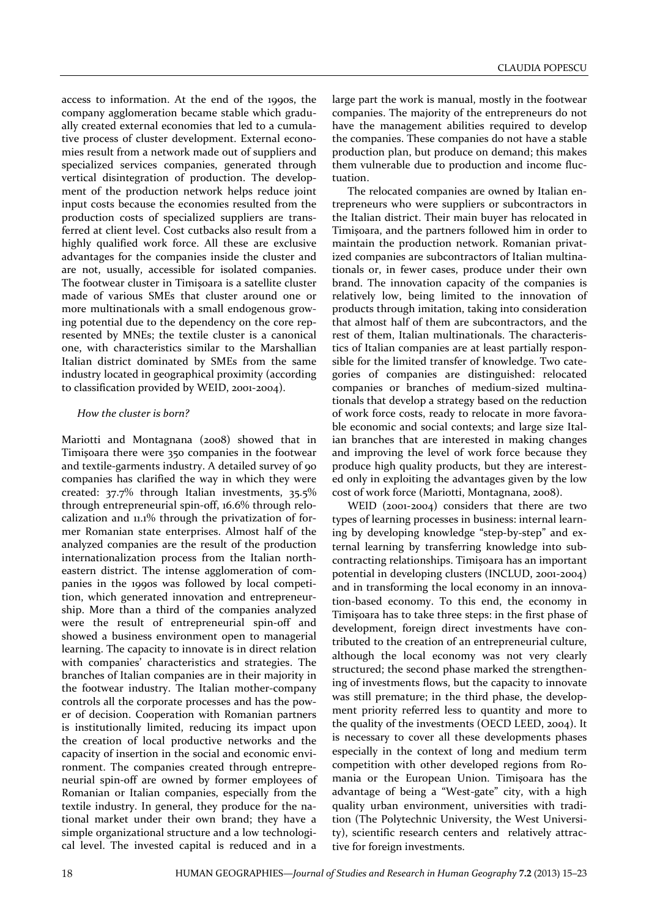access to information. At the end of the 1990s, the company agglomeration became stable which gradually created external economies that led to a cumulative process of cluster development. External economies result from a network made out of suppliers and specialized services companies, generated through vertical disintegration of production. The development of the production network helps reduce joint input costs because the economies resulted from the production costs of specialized suppliers are transferred at client level. Cost cutbacks also result from a highly qualified work force. All these are exclusive advantages for the companies inside the cluster and are not, usually, accessible for isolated companies. The footwear cluster in Timişoara is a satellite cluster made of various SMEs that cluster around one or more multinationals with a small endogenous growing potential due to the dependency on the core represented by MNEs; the textile cluster is a canonical one, with characteristics similar to the Marshallian Italian district dominated by SMEs from the same industry located in geographical proximity (according to classification provided by WEID, 2001-2004).

*How the cluster is born?*

Mariotti and Montagnana (2008) showed that in Timişoara there were 350 companies in the footwear and textile-garments industry. A detailed survey of 90 companies has clarified the way in which they were created: 37.7% through Italian investments, 35.5% through entrepreneurial spin-off, 16.6% through relocalization and 11.1% through the privatization of former Romanian state enterprises. Almost half of the analyzed companies are the result of the production internationalization process from the Italian north-eastern district. The intense agglomeration of companies in the 1990s was followed by local competition, which generated innovation and entrepreneurship. More than a third of the companies analyzed were the result of entrepreneurial spin-off and showed a business environment open to managerial learning. The capacity to innovate is in direct relation with companies' characteristics and strategies. The branches of Italian companies are in their majority in the footwear industry. The Italian mother-company controls all the corporate processes and has the power of decision. Cooperation with Romanian partners is institutionally limited, reducing its impact upon the creation of local productive networks and the capacity of insertion in the social and economic environment. The companies created through entrepreneurial spin-off are owned by former employees of Romanian or Italian companies, especially from the textile industry. In general, they produce for the national market under their own brand; they have a simple organizational structure and a low technological level. The invested capital is reduced and in a large part the work is manual, mostly in the footwear companies. The majority of the entrepreneurs do not have the management abilities required to develop the companies. These companies do not have a stable production plan, but produce on demand; this makes them vulnerable due to production and income fluctuation.

The relocated companies are owned by Italian entrepreneurs who were suppliers or subcontractors in the Italian district. Their main buyer has relocated in Timişoara, and the partners followed him in order to maintain the production network. Romanian privatized companies are subcontractors of Italian multinationals or, in fewer cases, produce under their own brand. The innovation capacity of the companies is relatively low, being limited to the innovation of products through imitation, taking into consideration that almost half of them are subcontractors, and the rest of them, Italian multinationals. The characteristics of Italian companies are at least partially responsible for the limited transfer of knowledge. Two categories of companies are distinguished: relocated companies or branches of medium-sized multinationals that develop a strategy based on the reduction of work force costs, ready to relocate in more favorable economic and social contexts; and large size Italian branches that are interested in making changes and improving the level of work force because they produce high quality products, but they are interested only in exploiting the advantages given by the low cost of work force (Mariotti, Montagnana, 2008).

WEID (2001-2004) considers that there are two types of learning processes in business: internal learning by developing knowledge "step-by-step" and external learning by transferring knowledge into subcontracting relationships. Timişoara has an important potential in developing clusters (INCLUD, 2001-2004) and in transforming the local economy in an innovation-based economy. To this end, the economy in Timişoara has to take three steps: in the first phase of development, foreign direct investments have contributed to the creation of an entrepreneurial culture, although the local economy was not very clearly structured; the second phase marked the strengthening of investments flows, but the capacity to innovate was still premature; in the third phase, the development priority referred less to quantity and more to the quality of the investments (OECD LEED, 2004). It is necessary to cover all these developments phases especially in the context of long and medium term competition with other developed regions from Romania or the European Union. Timişoara has the advantage of being a "West-gate" city, with a high quality urban environment, universities with tradition (The Polytechnic University, the West University), scientific research centers and relatively attractive for foreign investments.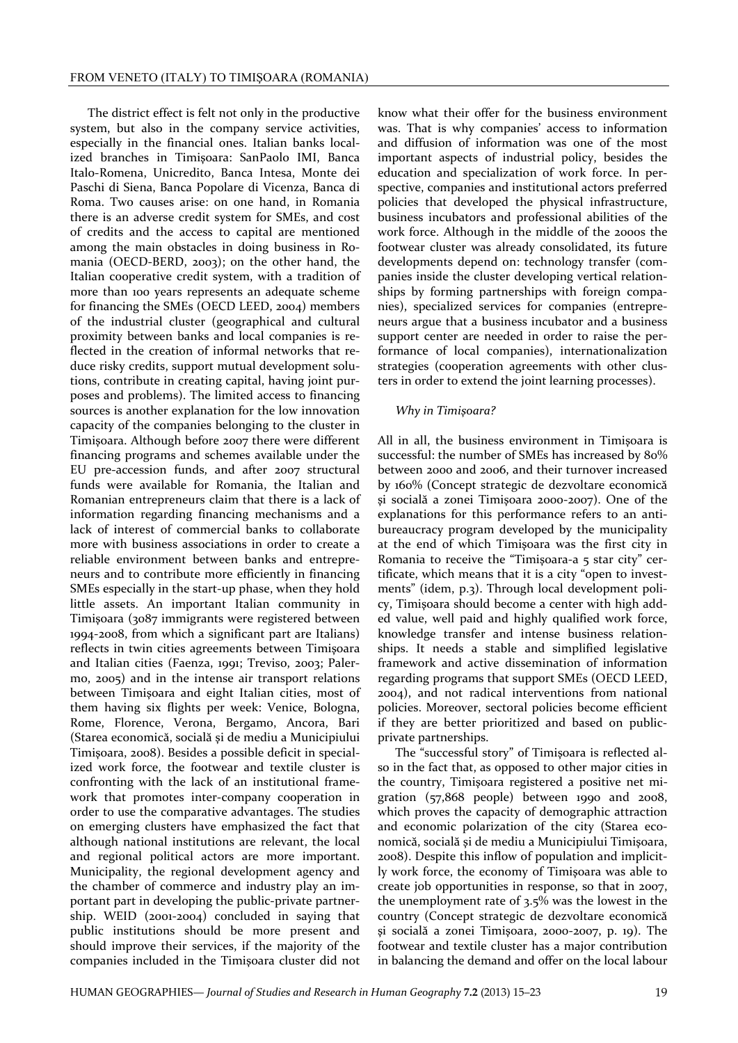The district effect is felt not only in the productive system, but also in the company service activities, especially in the financial ones. Italian banks localized branches in Timişoara: SanPaolo IMI, Banca Italo-Romena, Unicredito, Banca Intesa, Monte dei Paschi di Siena, Banca Popolare di Vicenza, Banca di Roma. Two causes arise: on one hand, in Romania there is an adverse credit system for SMEs, and cost of credits and the access to capital are mentioned among the main obstacles in doing business in Romania (OECD-BERD, 2003); on the other hand, the Italian cooperative credit system, with a tradition of more than 100 years represents an adequate scheme for financing the SMEs (OECD LEED, 2004) members of the industrial cluster (geographical and cultural proximity between banks and local companies is reflected in the creation of informal networks that reduce risky credits, support mutual development solutions, contribute in creating capital, having joint purposes and problems). The limited access to financing sources is another explanation for the low innovation capacity of the companies belonging to the cluster in Timişoara. Although before 2007 there were different financing programs and schemes available under the EU pre-accession funds, and after 2007 structural funds were available for Romania, the Italian and Romanian entrepreneurs claim that there is a lack of information regarding financing mechanisms and a lack of interest of commercial banks to collaborate more with business associations in order to create a reliable environment between banks and entrepreneurs and to contribute more efficiently in financing SMEs especially in the start-up phase, when they hold little assets. An important Italian community in Timişoara (3087 immigrants were registered between 1994-2008, from which a significant part are Italians) reflects in twin cities agreements between Timişoara and Italian cities (Faenza, 1991; Treviso, 2003; Palermo, 2005) and in the intense air transport relations between Timişoara and eight Italian cities, most of them having six flights per week: Venice, Bologna, Rome, Florence, Verona, Bergamo, Ancora, Bari (Starea economică, socială şi de mediu a Municipiului Timişoara, 2008). Besides a possible deficit in specialized work force, the footwear and textile cluster is confronting with the lack of an institutional framework that promotes inter-company cooperation in order to use the comparative advantages. The studies on emerging clusters have emphasized the fact that although national institutions are relevant, the local and regional political actors are more important. Municipality, the regional development agency and the chamber of commerce and industry play an important part in developing the public-private partnership. WEID (2001-2004) concluded in saying that public institutions should be more present and should improve their services, if the majority of the companies included in the Timişoara cluster did not know what their offer for the business environment was. That is why companies' access to information and diffusion of information was one of the most important aspects of industrial policy, besides the education and specialization of work force. In perspective, companies and institutional actors preferred policies that developed the physical infrastructure, business incubators and professional abilities of the work force. Although in the middle of the 2000s the footwear cluster was already consolidated, its future developments depend on: technology transfer (companies inside the cluster developing vertical relationships by forming partnerships with foreign companies), specialized services for companies (entrepreneurs argue that a business incubator and a business support center are needed in order to raise the performance of local companies), internationalization strategies (cooperation agreements with other clusters in order to extend the joint learning processes).

*Why in Timişoara?*

All in all, the business environment in Timişoara is successful: the number of SMEs has increased by 80% between 2000 and 2006, and their turnover increased by 160% (Concept strategic de dezvoltare economică şi socială a zonei Timişoara 2000-2007). One of the explanations for this performance refers to an anti-bureaucracy program developed by the municipality at the end of which Timişoara was the first city in Romania to receive the "Timişoara-a 5 star city" certificate, which means that it is a city "open to investments" (idem, p.3). Through local development policy, Timişoara should become a center with high added value, well paid and highly qualified work force, knowledge transfer and intense business relationships. It needs a stable and simplified legislative framework and active dissemination of information regarding programs that support SMEs (OECD LEED, 2004), and not radical interventions from national policies. Moreover, sectoral policies become efficient if they are better prioritized and based on public-private partnerships.

The "successful story" of Timişoara is reflected also in the fact that, as opposed to other major cities in the country, Timişoara registered a positive net migration (57,868 people) between 1990 and 2008, which proves the capacity of demographic attraction and economic polarization of the city (Starea economică, socială şi de mediu a Municipiului Timişoara, 2008). Despite this inflow of population and implicitly work force, the economy of Timişoara was able to create job opportunities in response, so that in 2007, the unemployment rate of 3.5% was the lowest in the country (Concept strategic de dezvoltare economică şi socială a zonei Timişoara, 2000-2007, p. 19). The footwear and textile cluster has a major contribution in balancing the demand and offer on the local labour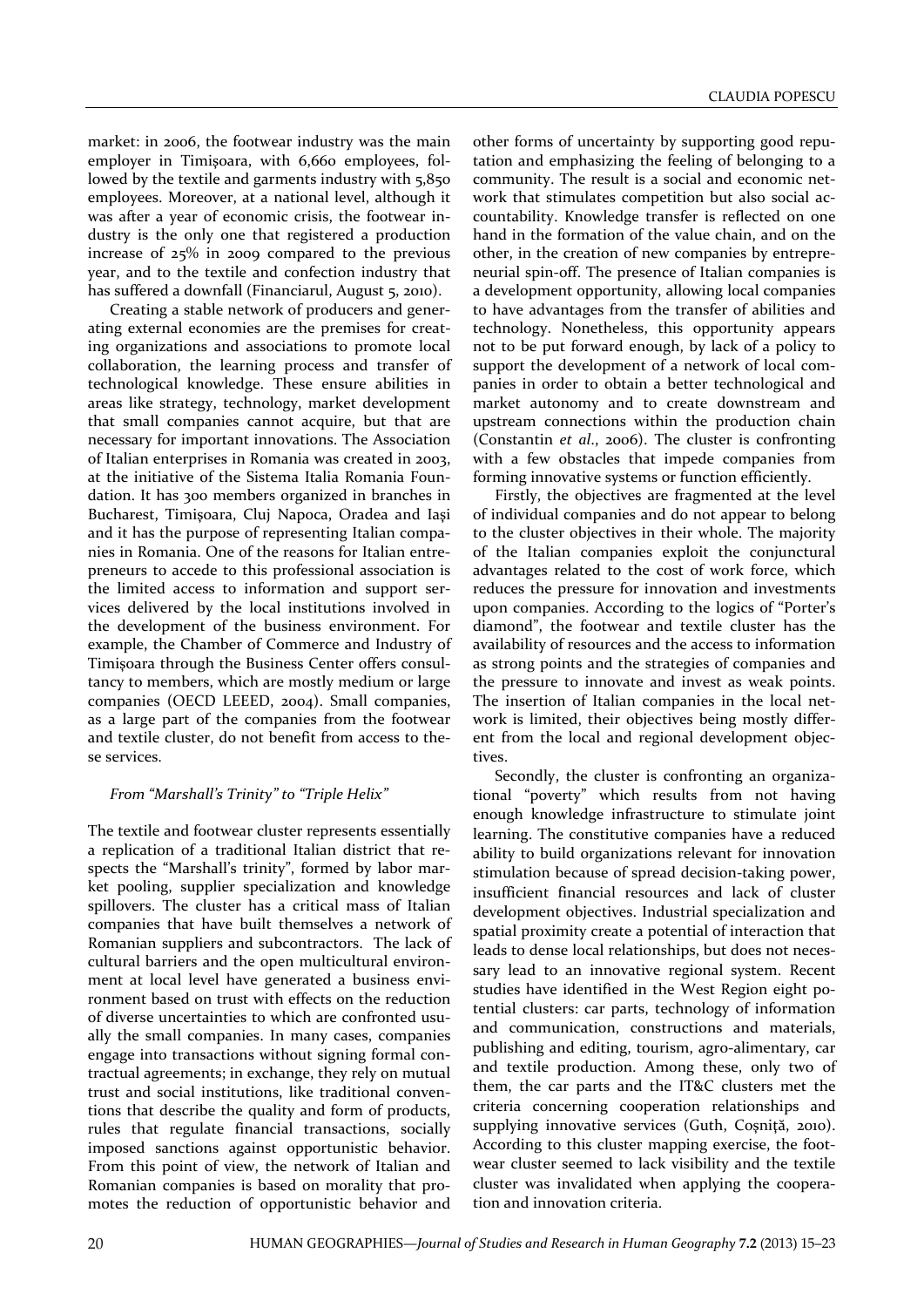market: in 2006, the footwear industry was the main employer in Timișoara, with 6,660 employees, followed by the textile and garments industry with 5,850 employees. Moreover, at a national level, although it was after a year of economic crisis, the footwear industry is the only one that registered a production increase of 25% in 2009 compared to the previous year, and to the textile and confection industry that has suffered a downfall (Financiarul, August 5, 2010).

Creating a stable network of producers and generating external economies are the premises for creating organizations and associations to promote local collaboration, the learning process and transfer of technological knowledge. These ensure abilities in areas like strategy, technology, market development that small companies cannot acquire, but that are necessary for important innovations. The Association of Italian enterprises in Romania was created in 2003, at the initiative of the Sistema Italia Romania Foundation. It has 300 members organized in branches in Bucharest, Timișoara, Cluj Napoca, Oradea and Iași and it has the purpose of representing Italian companies in Romania. One of the reasons for Italian entrepreneurs to accede to this professional association is the limited access to information and support services delivered by the local institutions involved in the development of the business environment. For example, the Chamber of Commerce and Industry of Timișoara through the Business Center offers consultancy to members, which are mostly medium or large companies (OECD LEEED, 2004). Small companies, as a large part of the companies from the footwear and textile cluster, do not benefit from access to these services.

### *From "Marshall's Trinity" to "Triple Helix"*

The textile and footwear cluster represents essentially a replication of a traditional Italian district that respects the "Marshall's trinity", formed by labor market pooling, supplier specialization and knowledge spillovers. The cluster has a critical mass of Italian companies that have built themselves a network of Romanian suppliers and subcontractors. The lack of cultural barriers and the open multicultural environment at local level have generated a business environment based on trust with effects on the reduction of diverse uncertainties to which are confronted usually the small companies. In many cases, companies engage into transactions without signing formal contractual agreements; in exchange, they rely on mutual trust and social institutions, like traditional conventions that describe the quality and form of products, rules that regulate financial transactions, socially imposed sanctions against opportunistic behavior. From this point of view, the network of Italian and Romanian companies is based on morality that promotes the reduction of opportunistic behavior and other forms of uncertainty by supporting good reputation and emphasizing the feeling of belonging to a community. The result is a social and economic network that stimulates competition but also social accountability. Knowledge transfer is reflected on one hand in the formation of the value chain, and on the other, in the creation of new companies by entrepreneurial spin-off. The presence of Italian companies is a development opportunity, allowing local companies to have advantages from the transfer of abilities and technology. Nonetheless, this opportunity appears not to be put forward enough, by lack of a policy to support the development of a network of local companies in order to obtain a better technological and market autonomy and to create downstream and upstream connections within the production chain (Constantin *et al*., 2006). The cluster is confronting with a few obstacles that impede companies from forming innovative systems or function efficiently.

Firstly, the objectives are fragmented at the level of individual companies and do not appear to belong to the cluster objectives in their whole. The majority of the Italian companies exploit the conjunctural advantages related to the cost of work force, which reduces the pressure for innovation and investments upon companies. According to the logics of "Porter's diamond", the footwear and textile cluster has the availability of resources and the access to information as strong points and the strategies of companies and the pressure to innovate and invest as weak points. The insertion of Italian companies in the local network is limited, their objectives being mostly different from the local and regional development objectives.

Secondly, the cluster is confronting an organizational "poverty" which results from not having enough knowledge infrastructure to stimulate joint learning. The constitutive companies have a reduced ability to build organizations relevant for innovation stimulation because of spread decision-taking power, insufficient financial resources and lack of cluster development objectives. Industrial specialization and spatial proximity create a potential of interaction that leads to dense local relationships, but does not necessary lead to an innovative regional system. Recent studies have identified in the West Region eight potential clusters: car parts, technology of information and communication, constructions and materials, publishing and editing, tourism, agro-alimentary, car and textile production. Among these, only two of them, the car parts and the IT&C clusters met the criteria concerning cooperation relationships and supplying innovative services (Guth, Coșniță, 2010). According to this cluster mapping exercise, the footwear cluster seemed to lack visibility and the textile cluster was invalidated when applying the cooperation and innovation criteria.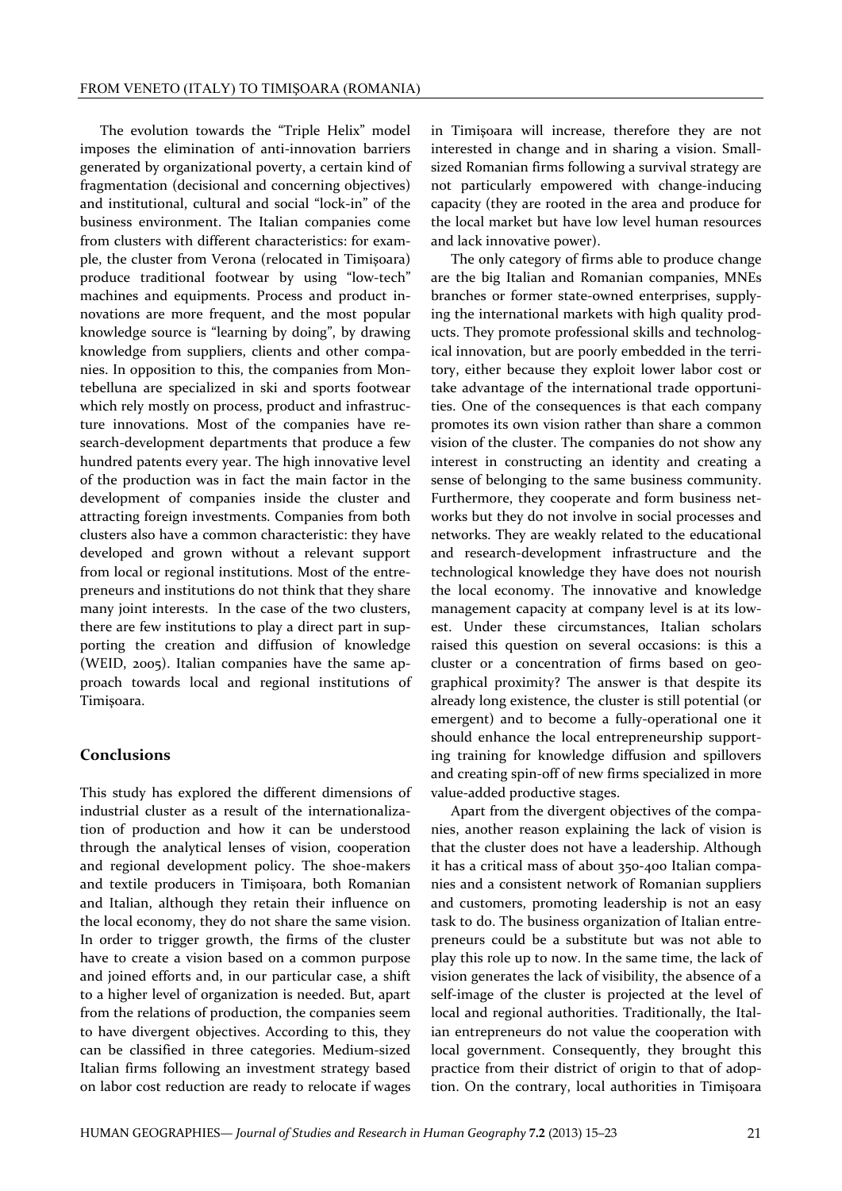The evolution towards the "Triple Helix" model imposes the elimination of anti-innovation barriers generated by organizational poverty, a certain kind of fragmentation (decisional and concerning objectives) and institutional, cultural and social "lock-in" of the business environment. The Italian companies come from clusters with different characteristics: for example, the cluster from Verona (relocated in Timişoara) produce traditional footwear by using "low-tech" machines and equipments. Process and product innovations are more frequent, and the most popular knowledge source is "learning by doing", by drawing knowledge from suppliers, clients and other companies. In opposition to this, the companies from Montebelluna are specialized in ski and sports footwear which rely mostly on process, product and infrastructure innovations. Most of the companies have research-development departments that produce a few hundred patents every year. The high innovative level of the production was in fact the main factor in the development of companies inside the cluster and attracting foreign investments. Companies from both clusters also have a common characteristic: they have developed and grown without a relevant support from local or regional institutions. Most of the entrepreneurs and institutions do not think that they share many joint interests. In the case of the two clusters, there are few institutions to play a direct part in supporting the creation and diffusion of knowledge (WEID, 2005). Italian companies have the same approach towards local and regional institutions of Timişoara.

## Conclusions

This study has explored the different dimensions of industrial cluster as a result of the internationalization of production and how it can be understood through the analytical lenses of vision, cooperation and regional development policy. The shoe-makers and textile producers in Timişoara, both Romanian and Italian, although they retain their influence on the local economy, they do not share the same vision. In order to trigger growth, the firms of the cluster have to create a vision based on a common purpose and joined efforts and, in our particular case, a shift to a higher level of organization is needed. But, apart from the relations of production, the companies seem to have divergent objectives. According to this, they can be classified in three categories. Medium-sized Italian firms following an investment strategy based on labor cost reduction are ready to relocate if wages in Timişoara will increase, therefore they are not interested in change and in sharing a vision. Small-sized Romanian firms following a survival strategy are not particularly empowered with change-inducing capacity (they are rooted in the area and produce for the local market but have low level human resources and lack innovative power).

The only category of firms able to produce change are the big Italian and Romanian companies, MNEs branches or former state-owned enterprises, supplying the international markets with high quality products. They promote professional skills and technological innovation, but are poorly embedded in the territory, either because they exploit lower labor cost or take advantage of the international trade opportunities. One of the consequences is that each company promotes its own vision rather than share a common vision of the cluster. The companies do not show any interest in constructing an identity and creating a sense of belonging to the same business community. Furthermore, they cooperate and form business networks but they do not involve in social processes and networks. They are weakly related to the educational and research-development infrastructure and the technological knowledge they have does not nourish the local economy. The innovative and knowledge management capacity at company level is at its lowest. Under these circumstances, Italian scholars raised this question on several occasions: is this a cluster or a concentration of firms based on geographical proximity? The answer is that despite its already long existence, the cluster is still potential (or emergent) and to become a fully-operational one it should enhance the local entrepreneurship supporting training for knowledge diffusion and spillovers and creating spin-off of new firms specialized in more value-added productive stages.

Apart from the divergent objectives of the companies, another reason explaining the lack of vision is that the cluster does not have a leadership. Although it has a critical mass of about 350-400 Italian companies and a consistent network of Romanian suppliers and customers, promoting leadership is not an easy task to do. The business organization of Italian entrepreneurs could be a substitute but was not able to play this role up to now. In the same time, the lack of vision generates the lack of visibility, the absence of a self-image of the cluster is projected at the level of local and regional authorities. Traditionally, the Italian entrepreneurs do not value the cooperation with local government. Consequently, they brought this practice from their district of origin to that of adoption. On the contrary, local authorities in Timişoara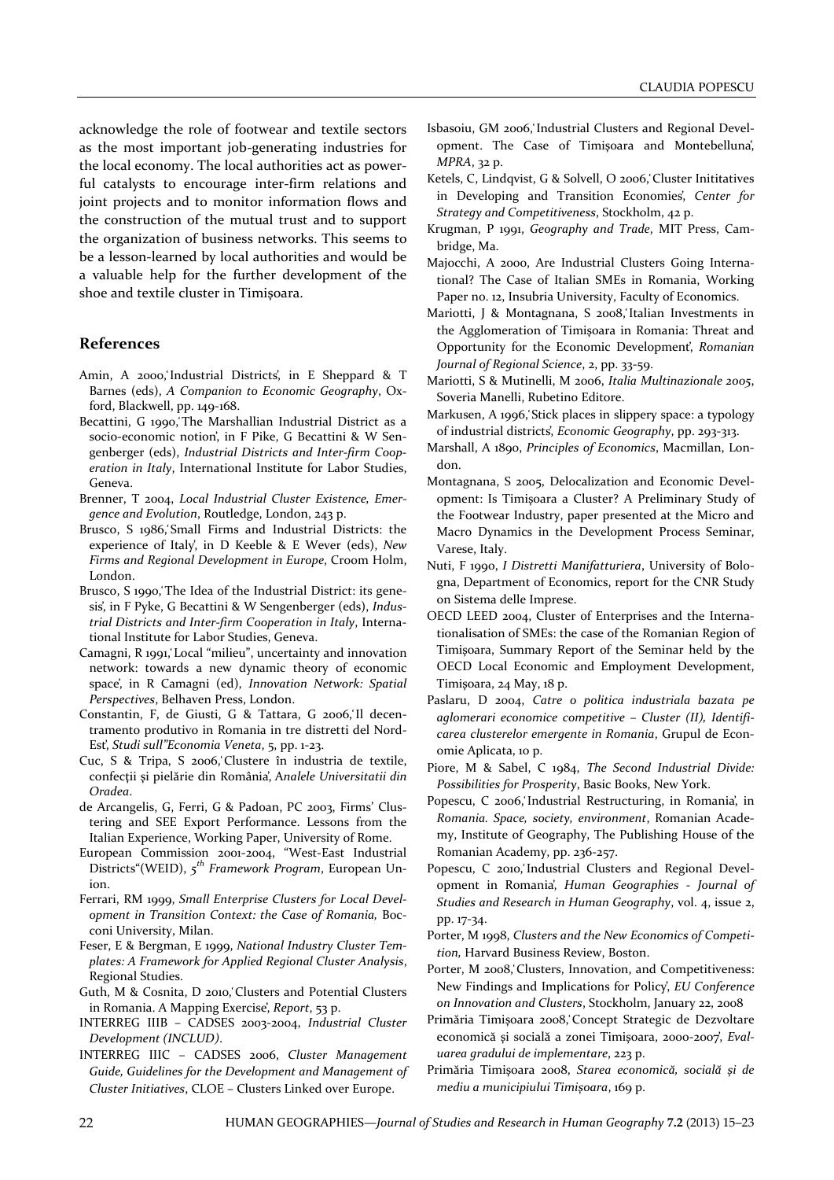acknowledge the role of footwear and textile sectors as the most important job-generating industries for the local economy. The local authorities act as powerful catalysts to encourage inter-firm relations and joint projects and to monitor information flows and the construction of the mutual trust and to support the organization of business networks. This seems to be a lesson-learned by local authorities and would be a valuable help for the further development of the shoe and textile cluster in Timișoara.

## References

Amin, A 2000,'Industrial Districts', in E Sheppard & T Barnes (eds), *A Companion to Economic Geography*, Oxford, Blackwell, pp. 149-168.

Becattini, G 1990,'The Marshallian Industrial District as a socio-economic notion', in F Pike, G Becattini & W Sengenberger (eds), *Industrial Districts and Inter-firm Cooperation in Italy*, International Institute for Labor Studies, Geneva.

Brenner, T 2004, *Local Industrial Cluster Existence, Emergence and Evolution*, Routledge, London, 243 p.

Brusco, S 1986,'Small Firms and Industrial Districts: the experience of Italy', in D Keeble & E Wever (eds), *New Firms and Regional Development in Europe*, Croom Holm, London.

Brusco, S 1990,'The Idea of the Industrial District: its genesis', in F Pyke, G Becattini & W Sengenberger (eds), *Industrial Districts and Inter-firm Cooperation in Italy*, International Institute for Labor Studies, Geneva.

Camagni, R 1991,'Local "milieu", uncertainty and innovation network: towards a new dynamic theory of economic space', in R Camagni (ed), *Innovation Network: Spatial Perspectives*, Belhaven Press, London.

Constantin, F, de Giusti, G & Tattara, G 2006,'Il decentramento produtivo in Romania in tre distretti del Nord-Est', *Studi sull"Economia Veneta*, 5, pp. 1-23.

Cuc, S & Tripa, S 2006,'Clustere în industria de textile, confecții și pielărie din România', A*nalele Universitatii din Oradea*.

de Arcangelis, G, Ferri, G & Padoan, PC 2003, Firms' Clustering and SEE Export Performance. Lessons from the Italian Experience, Working Paper, University of Rome.

European Commission 2001-2004, "West-East Industrial Districts"(WEID), *5th Framework Program*, European Union.

Ferrari, RM 1999, *Small Enterprise Clusters for Local Development in Transition Context: the Case of Romania,* Bocconi University, Milan.

Feser, E & Bergman, E 1999, *National Industry Cluster Templates: A Framework for Applied Regional Cluster Analysis*, Regional Studies.

Guth, M & Cosnita, D 2010,'Clusters and Potential Clusters in Romania. A Mapping Exercise', *Report*, 53 p.

INTERREG IIIB – CADSES 2003-2004, *Industrial Cluster Development (INCLUD)*.

INTERREG IIIC – CADSES 2006, *Cluster Management Guide, Guidelines for the Development and Management of Cluster Initiatives*, CLOE – Clusters Linked over Europe.

Isbasoiu, GM 2006,'Industrial Clusters and Regional Development. The Case of Timișoara and Montebelluna', *MPRA*, 32 p.

Ketels, C, Lindqvist, G & Solvell, O 2006,'Cluster Inititatives in Developing and Transition Economies', *Center for Strategy and Competitiveness*, Stockholm, 42 p.

Krugman, P 1991, *Geography and Trade,* MIT Press, Cambridge, Ma.

Majocchi, A 2000, Are Industrial Clusters Going International? The Case of Italian SMEs in Romania, Working Paper no. 12, Insubria University, Faculty of Economics.

Mariotti, J & Montagnana, S 2008,'Italian Investments in the Agglomeration of Timișoara in Romania: Threat and Opportunity for the Economic Development', *Romanian Journal of Regional Science*, 2, pp. 33-59.

Mariotti, S & Mutinelli, M 2006, *Italia Multinazionale 2005*, Soveria Manelli, Rubetino Editore.

Markusen, A 1996,'Stick places in slippery space: a typology of industrial districts', *Economic Geography*, pp. 293-313.

Marshall, A 1890, *Principles of Economics*, Macmillan, London.

Montagnana, S 2005, Delocalization and Economic Development: Is Timișoara a Cluster? A Preliminary Study of the Footwear Industry, paper presented at the Micro and Macro Dynamics in the Development Process Seminar, Varese, Italy.

Nuti, F 1990, *I Distretti Manifatturiera*, University of Bologna, Department of Economics, report for the CNR Study on Sistema delle Imprese.

OECD LEED 2004, Cluster of Enterprises and the Internationalisation of SMEs: the case of the Romanian Region of Timișoara, Summary Report of the Seminar held by the OECD Local Economic and Employment Development, Timișoara, 24 May, 18 p.

Paslaru, D 2004, *Catre o politica industriala bazata pe aglomerari economice competitive – Cluster (II), Identificarea clusterelor emergente in Romania*, Grupul de Economie Aplicata, 10 p.

Piore, M & Sabel, C 1984, *The Second Industrial Divide: Possibilities for Prosperity*, Basic Books, New York.

Popescu, C 2006,'Industrial Restructuring, in Romania', in *Romania. Space, society, environment*, Romanian Academy, Institute of Geography, The Publishing House of the Romanian Academy, pp. 236-257.

Popescu, C 2010,'Industrial Clusters and Regional Development in Romania', *Human Geographies - Journal of Studies and Research in Human Geography*, vol. 4, issue 2, pp. 17-34.

Porter, M 1998, *Clusters and the New Economics of Competition,* Harvard Business Review, Boston.

Porter, M 2008,'Clusters, Innovation, and Competitiveness: New Findings and Implications for Policy', *EU Conference on Innovation and Clusters*, Stockholm, January 22, 2008

Primăria Timișoara 2008,'Concept Strategic de Dezvoltare economică și socială a zonei Timișoara, 2000-2007', *Evaluarea gradului de implementare*, 223 p.

Primăria Timișoara 2008, *Starea economică, socială și de mediu a municipiului Timișoara*, 169 p.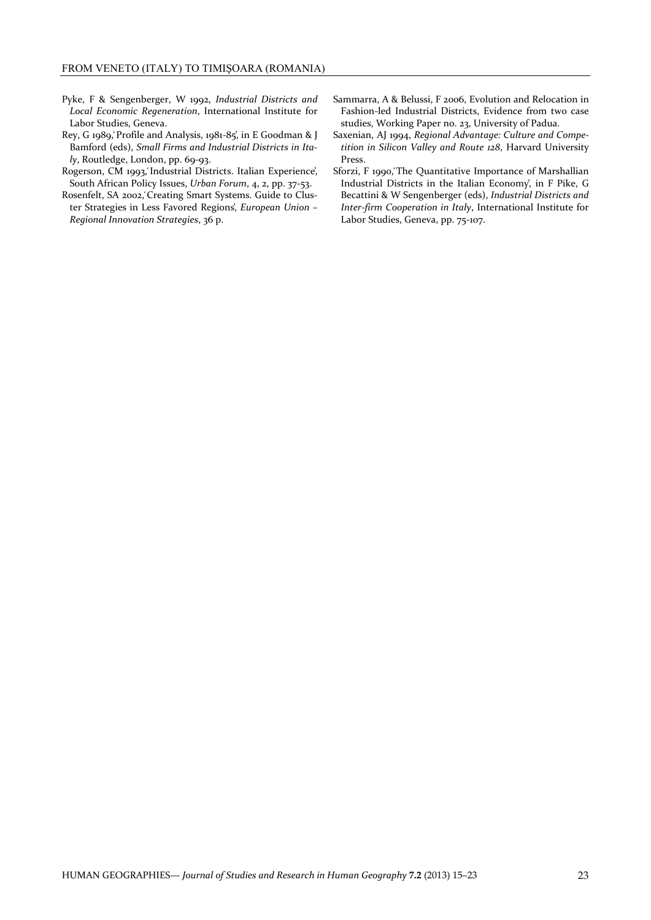Pyke, F & Sengenberger, W 1992, *Industrial Districts and Local Economic Regeneration*, International Institute for Labor Studies, Geneva.

Rey, G 1989,'Profile and Analysis, 1981-85', in E Goodman & J Bamford (eds), *Small Firms and Industrial Districts in Italy*, Routledge, London, pp. 69-93.

Rogerson, CM 1993,'Industrial Districts. Italian Experience', South African Policy Issues, *Urban Forum*, 4, 2, pp. 37-53.

Rosenfelt, SA 2002,'Creating Smart Systems. Guide to Cluster Strategies in Less Favored Regions', *European Union – Regional Innovation Strategies*, 36 p.

Sammarra, A & Belussi, F 2006, Evolution and Relocation in Fashion-led Industrial Districts, Evidence from two case studies, Working Paper no. 23, University of Padua.

Saxenian, AJ 1994, *Regional Advantage: Culture and Competition in Silicon Valley and Route 128*, Harvard University Press.

Sforzi, F 1990,'The Quantitative Importance of Marshallian Industrial Districts in the Italian Economy', in F Pike, G Becattini & W Sengenberger (eds), *Industrial Districts and Inter-firm Cooperation in Italy*, International Institute for Labor Studies, Geneva, pp. 75-107.